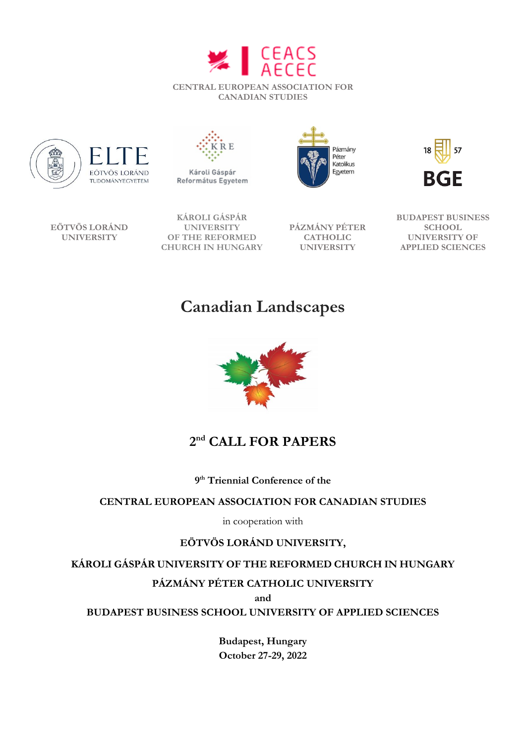CEACS AECEC

CENTRAL EUROPEAN ASSOCIATION FOR CANADIAN STUDIES

EÖTVÖS LORÁND UNIVERSITY

KÁROLI GÁSPÁR UNIVERSITY OF THE REFORMED CHURCH IN HUNGARY

PÁZMÁNY PÉTER CATHOLIC UNIVERSITY

BUDAPEST BUSINESS SCHOOL UNIVERSITY OF APPLIED SCIENCES

# Canadian Landscapes

## 2nd CALL FOR PAPERS

**9th Triennial Conference of the**

**CENTRAL EUROPEAN ASSOCIATION FOR CANADIAN STUDIES**

in cooperation with

**EÖTVÖS LORÁND UNIVERSITY,**

**KÁROLI GÁSPÁR UNIVERSITY OF THE REFORMED CHURCH IN HUNGARY**

**PÁZMÁNY PÉTER CATHOLIC UNIVERSITY**

**and**

**BUDAPEST BUSINESS SCHOOL UNIVERSITY OF APPLIED SCIENCES**

**Budapest, Hungary**
**October 27-29, 2022**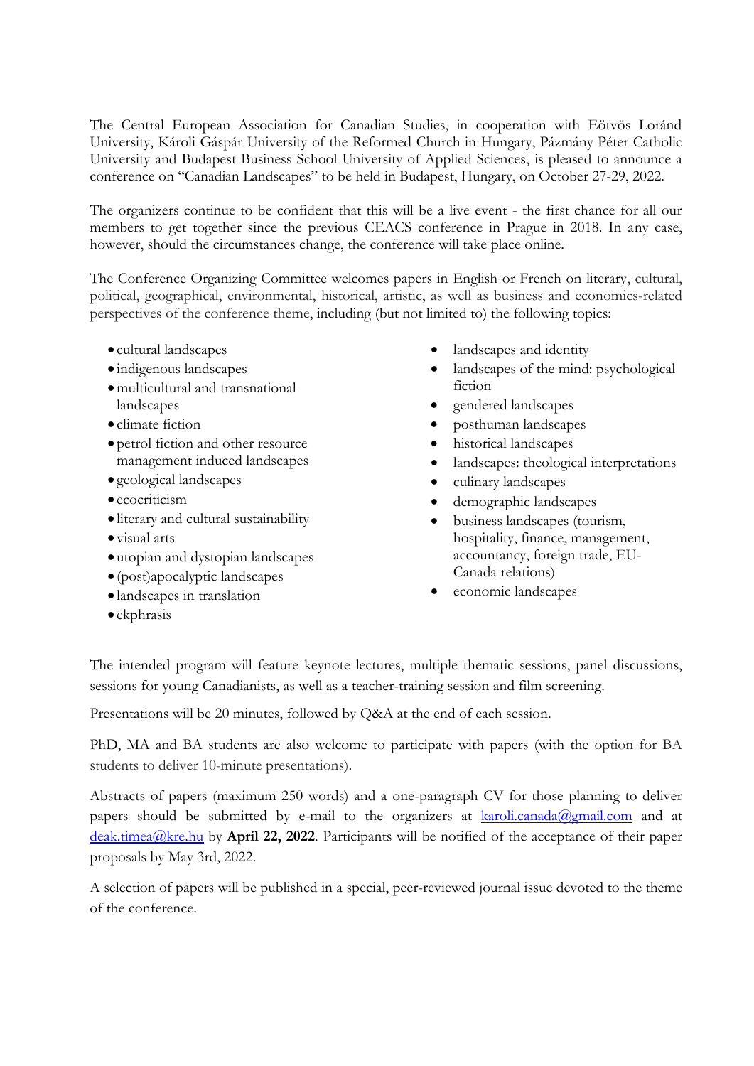The Central European Association for Canadian Studies, in cooperation with Eötvös Loránd University, Károli Gáspár University of the Reformed Church in Hungary, Pázmány Péter Catholic University and Budapest Business School University of Applied Sciences, is pleased to announce a conference on "Canadian Landscapes" to be held in Budapest, Hungary, on October 27-29, 2022.

The organizers continue to be confident that this will be a live event - the first chance for all our members to get together since the previous CEACS conference in Prague in 2018. In any case, however, should the circumstances change, the conference will take place online.

The Conference Organizing Committee welcomes papers in English or French on literary, cultural, political, geographical, environmental, historical, artistic, as well as business and economics-related perspectives of the conference theme, including (but not limited to) the following topics:

- cultural landscapes
- indigenous landscapes
- multicultural and transnational landscapes
- climate fiction
- petrol fiction and other resource management induced landscapes
- geological landscapes
- ecocriticism
- literary and cultural sustainability
- visual arts
- utopian and dystopian landscapes
- (post)apocalyptic landscapes
- landscapes in translation
- ekphrasis
- landscapes and identity
- landscapes of the mind: psychological fiction
- gendered landscapes
- posthuman landscapes
- historical landscapes
- landscapes: theological interpretations
- culinary landscapes
- demographic landscapes
- business landscapes (tourism, hospitality, finance, management, accountancy, foreign trade, EU-Canada relations)
- economic landscapes

The intended program will feature keynote lectures, multiple thematic sessions, panel discussions, sessions for young Canadianists, as well as a teacher-training session and film screening.

Presentations will be 20 minutes, followed by Q&A at the end of each session.

PhD, MA and BA students are also welcome to participate with papers (with the option for BA students to deliver 10-minute presentations).

Abstracts of papers (maximum 250 words) and a one-paragraph CV for those planning to deliver papers should be submitted by e-mail to the organizers at karoli.canada@gmail.com and at deak.timea@kre.hu by **April 22, 2022**. Participants will be notified of the acceptance of their paper proposals by May 3rd, 2022.

A selection of papers will be published in a special, peer-reviewed journal issue devoted to the theme of the conference.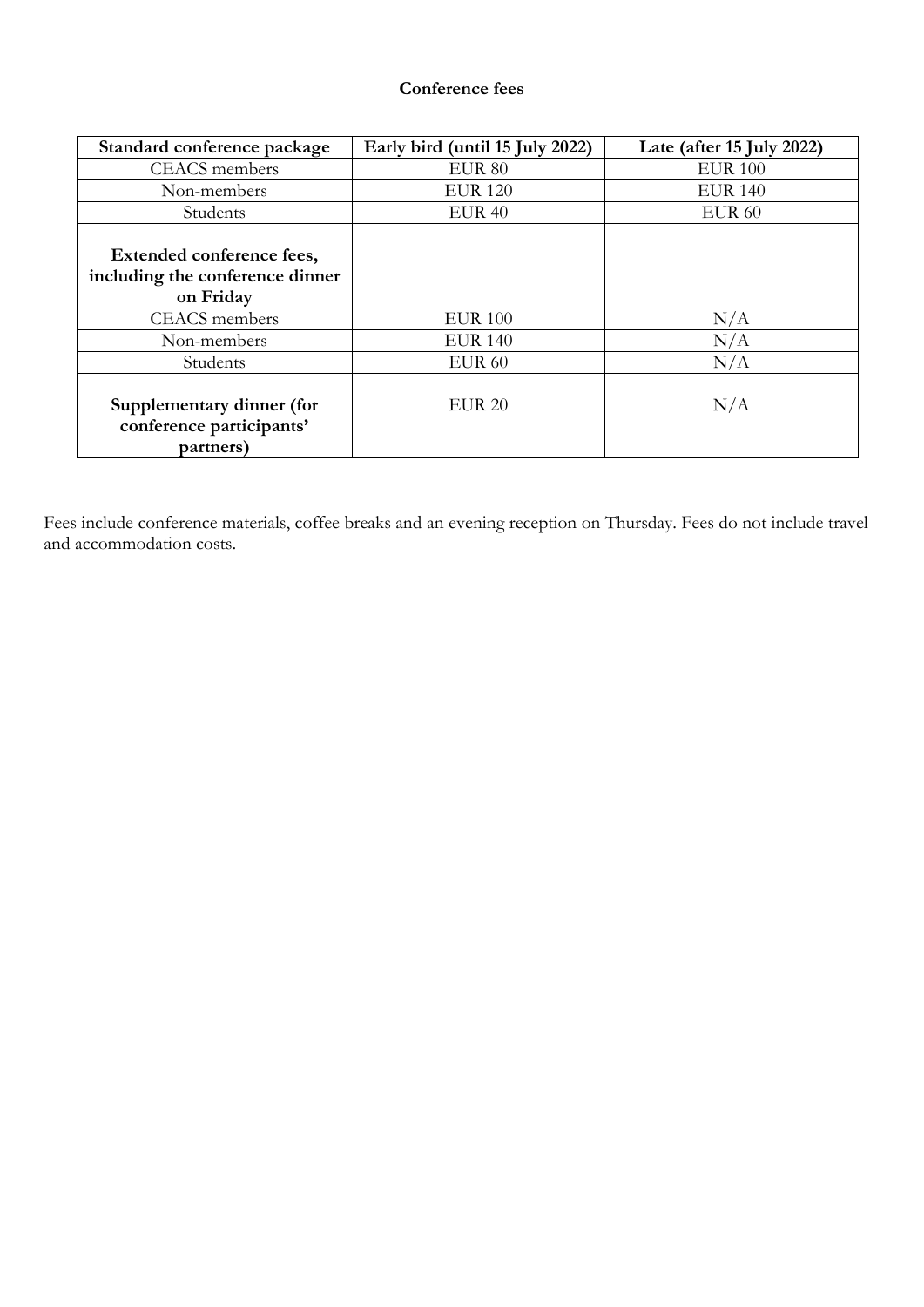**Conference fees**

| Standard conference package | Early bird (until 15 July 2022) | Late (after 15 July 2022) |
|---|---|---|
| CEACS members | EUR 80 | EUR 100 |
| Non-members | EUR 120 | EUR 140 |
| Students | EUR 40 | EUR 60 |
| **Extended conference fees, including the conference dinner on Friday** | | |
| CEACS members | EUR 100 | N/A |
| Non-members | EUR 140 | N/A |
| Students | EUR 60 | N/A |
| **Supplementary dinner (for conference participants' partners)** | EUR 20 | N/A |

Fees include conference materials, coffee breaks and an evening reception on Thursday. Fees do not include travel and accommodation costs.